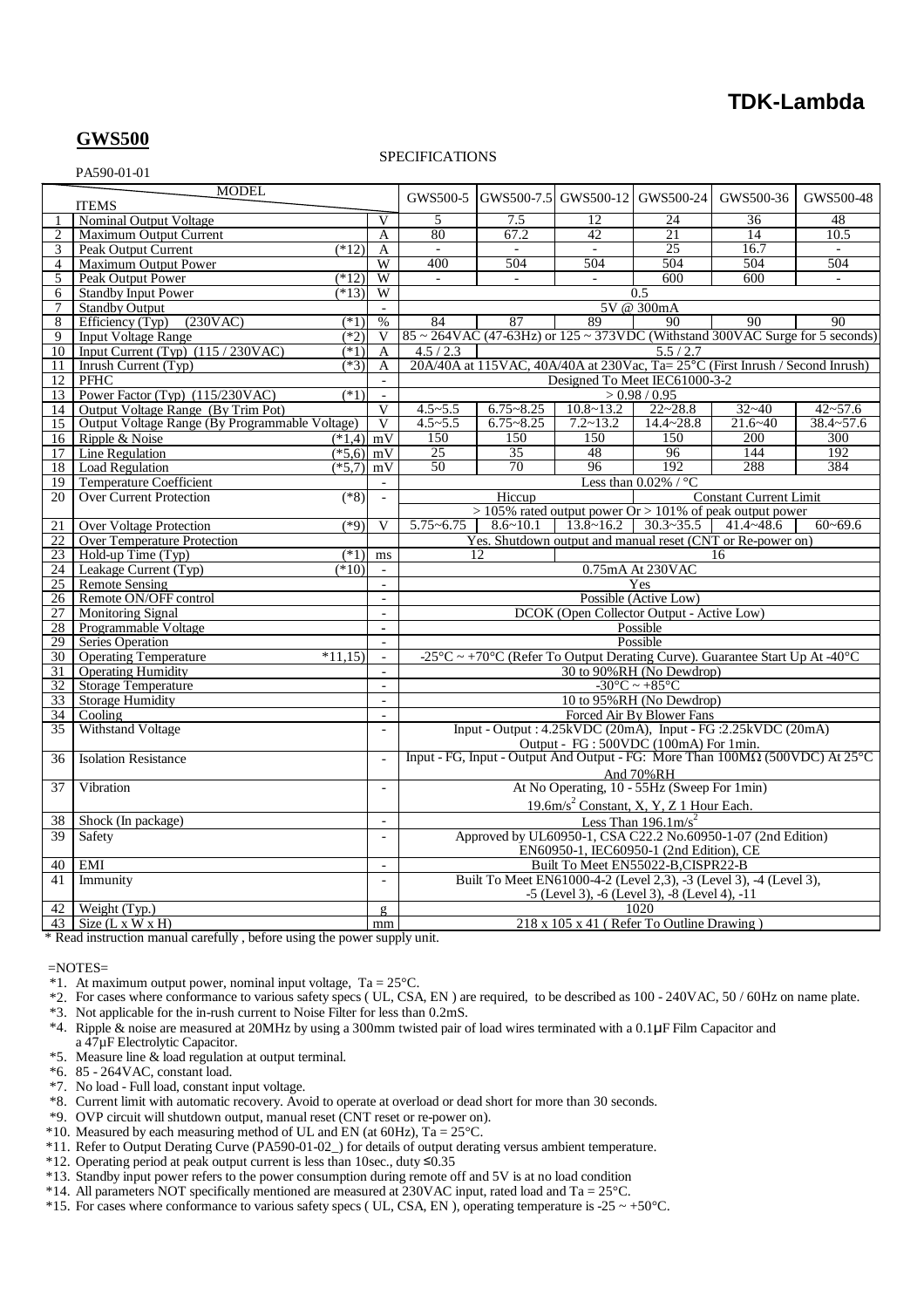**TDK-Lambda**

## GWS500

SPECIFICATIONS

PA590-01-01

| | ITEMS / MODEL | | | GWS500-5 | GWS500-7.5 | GWS500-12 | GWS500-24 | GWS500-36 | GWS500-48 |
|---|---|---|---|---|---|---|---|---|---|
| 1 | Nominal Output Voltage | | V | 5 | 7.5 | 12 | 24 | 36 | 48 |
| 2 | Maximum Output Current | | A | 80 | 67.2 | 42 | 21 | 14 | 10.5 |
| 3 | Peak Output Current | (*12) | A | - | - | - | 25 | 16.7 | - |
| 4 | Maximum Output Power | | W | 400 | 504 | 504 | 504 | 504 | 504 |
| 5 | Peak Output Power | (*12) | W | - | - | - | 600 | 600 | - |
| 6 | Standby Input Power | (*13) | W | 0.5 | | | | | |
| 7 | Standby Output | | - | 5V @ 300mA | | | | | |
| 8 | Efficiency (Typ) (230VAC) | (*1) | % | 84 | 87 | 89 | 90 | 90 | 90 |
| 9 | Input Voltage Range | (*2) | V | 85 ~ 264VAC (47-63Hz) or 125 ~ 373VDC (Withstand 300VAC Surge for 5 seconds) | | | | | |
| 10 | Input Current (Typ) (115 / 230VAC) | (*1) | A | 4.5 / 2.3 | 5.5 / 2.7 | | | | |
| 11 | Inrush Current (Typ) | (*3) | A | 20A/40A at 115VAC, 40A/40A at 230Vac, Ta= 25°C (First Inrush / Second Inrush) | | | | | |
| 12 | PFHC | | - | Designed To Meet IEC61000-3-2 | | | | | |
| 13 | Power Factor (Typ) (115/230VAC) | (*1) | - | > 0.98 / 0.95 | | | | | |
| 14 | Output Voltage Range (By Trim Pot) | | V | 4.5~5.5 | 6.75~8.25 | 10.8~13.2 | 22~28.8 | 32~40 | 42~57.6 |
| 15 | Output Voltage Range (By Programmable Voltage) | | V | 4.5~5.5 | 6.75~8.25 | 7.2~13.2 | 14.4~28.8 | 21.6~40 | 38.4~57.6 |
| 16 | Ripple & Noise | (*1,4) | mV | 150 | 150 | 150 | 150 | 200 | 300 |
| 17 | Line Regulation | (*5,6) | mV | 25 | 35 | 48 | 96 | 144 | 192 |
| 18 | Load Regulation | (*5,7) | mV | 50 | 70 | 96 | 192 | 288 | 384 |
| 19 | Temperature Coefficient | | - | Less than 0.02% / °C | | | | | |
| 20 | Over Current Protection | (*8) | - | Hiccup | | | Constant Current Limit | | |
| | | | | > 105% rated output power Or > 101% of peak output power | | | | | |
| 21 | Over Voltage Protection | (*9) | V | 5.75~6.75 | 8.6~10.1 | 13.8~16.2 | 30.3~35.5 | 41.4~48.6 | 60~69.6 |
| 22 | Over Temperature Protection | | | Yes. Shutdown output and manual reset (CNT or Re-power on) | | | | | |
| 23 | Hold-up Time (Typ) | (*1) | ms | 12 | | 16 | | | |
| 24 | Leakage Current (Typ) | (*10) | - | 0.75mA At 230VAC | | | | | |
| 25 | Remote Sensing | | - | Yes | | | | | |
| 26 | Remote ON/OFF control | | - | Possible (Active Low) | | | | | |
| 27 | Monitoring Signal | | - | DCOK (Open Collector Output - Active Low) | | | | | |
| 28 | Programmable Voltage | | - | Possible | | | | | |
| 29 | Series Operation | | - | Possible | | | | | |
| 30 | Operating Temperature | *11,15) | - | -25°C ~ +70°C (Refer To Output Derating Curve). Guarantee Start Up At -40°C | | | | | |
| 31 | Operating Humidity | | - | 30 to 90%RH (No Dewdrop) | | | | | |
| 32 | Storage Temperature | | - | -30°C ~ +85°C | | | | | |
| 33 | Storage Humidity | | - | 10 to 95%RH (No Dewdrop) | | | | | |
| 34 | Cooling | | - | Forced Air By Blower Fans | | | | | |
| 35 | Withstand Voltage | | - | Input - Output : 4.25kVDC (20mA), Input - FG :2.25kVDC (20mA) Output - FG : 500VDC (100mA) For 1min. | | | | | |
| 36 | Isolation Resistance | | - | Input - FG, Input - Output And Output - FG: More Than 100MΩ (500VDC) At 25°C And 70%RH | | | | | |
| 37 | Vibration | | - | At No Operating, 10 - 55Hz (Sweep For 1min) 19.6m/s$^2$ Constant, X, Y, Z 1 Hour Each. | | | | | |
| 38 | Shock (In package) | | - | Less Than 196.1m/s$^2$ | | | | | |
| 39 | Safety | | - | Approved by UL60950-1, CSA C22.2 No.60950-1-07 (2nd Edition) EN60950-1, IEC60950-1 (2nd Edition), CE | | | | | |
| 40 | EMI | | - | Built To Meet EN55022-B,CISPR22-B | | | | | |
| 41 | Immunity | | - | Built To Meet EN61000-4-2 (Level 2,3), -3 (Level 3), -4 (Level 3), -5 (Level 3), -6 (Level 3), -8 (Level 4), -11 | | | | | |
| 42 | Weight (Typ.) | | g | 1020 | | | | | |
| 43 | Size (L x W x H) | | mm | 218 x 105 x 41 ( Refer To Outline Drawing ) | | | | | |

\* Read instruction manual carefully , before using the power supply unit.

=NOTES=

- *1. At maximum output power, nominal input voltage, Ta = 25°C.
- *2. For cases where conformance to various safety specs ( UL, CSA, EN ) are required, to be described as 100 - 240VAC, 50 / 60Hz on name plate.
- *3. Not applicable for the in-rush current to Noise Filter for less than 0.2mS.
- *4. Ripple & noise are measured at 20MHz by using a 300mm twisted pair of load wires terminated with a 0.1μF Film Capacitor and a 47μF Electrolytic Capacitor.
- *5. Measure line & load regulation at output terminal.
- *6. 85 - 264VAC, constant load.
- *7. No load - Full load, constant input voltage.
- *8. Current limit with automatic recovery. Avoid to operate at overload or dead short for more than 30 seconds.
- *9. OVP circuit will shutdown output, manual reset (CNT reset or re-power on).
- *10. Measured by each measuring method of UL and EN (at 60Hz), Ta = 25°C.
- *11. Refer to Output Derating Curve (PA590-01-02_) for details of output derating versus ambient temperature.
- *12. Operating period at peak output current is less than 10sec., duty ≤0.35
- *13. Standby input power refers to the power consumption during remote off and 5V is at no load condition
- *14. All parameters NOT specifically mentioned are measured at 230VAC input, rated load and Ta = 25°C.
- *15. For cases where conformance to various safety specs ( UL, CSA, EN ), operating temperature is -25 ~ +50°C.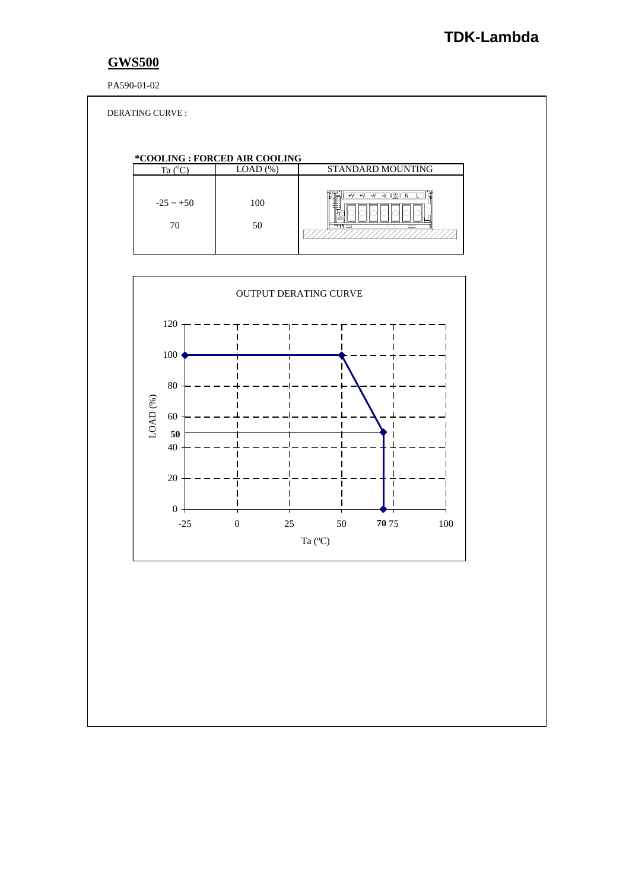## GWS500

PA590-01-02

DERATING CURVE :

**\*COOLING : FORCED AIR COOLING**

| Ta (°C) | LOAD (%) | STANDARD MOUNTING |
|---|---|---|
| -25 ~ +50 | 100 | |
| 70 | 50 | |

OUTPUT DERATING CURVE

LOAD (%)

120
100
80
60
**50**
40
20
0

-25
0
25
50
**70** 75
100

Ta (ºC)